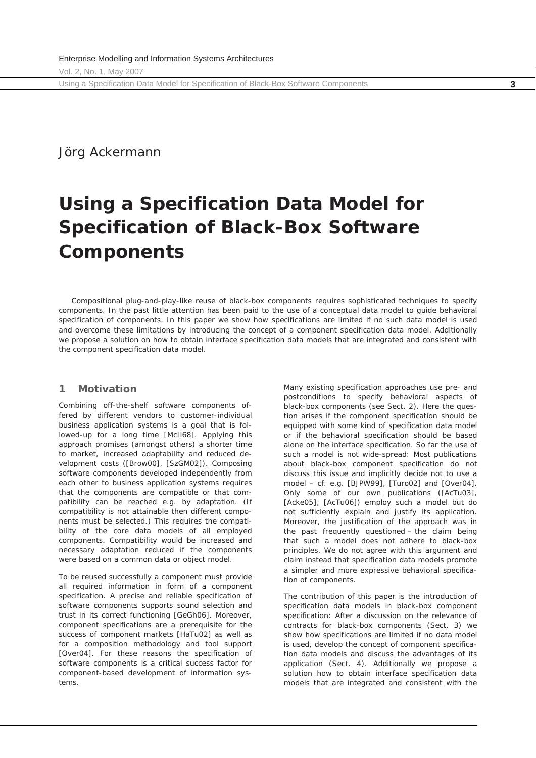Jörg Ackermann

# Using a Specification Data Model for Specification of Black-Box Software Components

Compositional plug-and-play-like reuse of black-box components requires sophisticated techniques to specify components. In the past little attention has been paid to the use of a conceptual data model to guide behavioral specification of components. In this paper we show how specifications are limited if no such data model is used and overcome these limitations by introducing the concept of a component specification data model. Additionally we propose a solution on how to obtain interface specification data models that are integrated and consistent with the component specification data model.

## 1 Motivation

Combining off-the-shelf software components offered by different vendors to customer-individual business application systems is a goal that is followed-up for a long time [McIl68]. Applying this approach promises (amongst others) a shorter time to market, increased adaptability and reduced development costs ([Brow00], [SzGM02]). Composing software components developed independently from each other to business application systems requires that the components are compatible or that compatibility can be reached e.g. by adaptation. (If compatibility is not attainable then different components must be selected.) This requires the compatibility of the core data models of all employed components. Compatibility would be increased and necessary adaptation reduced if the components were based on a common data or object model.

To be reused successfully a component must provide all required information in form of a component specification. A precise and reliable specification of software components supports sound selection and trust in its correct functioning [GeGh06]. Moreover, component specifications are a prerequisite for the success of component markets [HaTu02] as well as for a composition methodology and tool support [Over04]. For these reasons the specification of software components is a critical success factor for component-based development of information systems.

Many existing specification approaches use pre- and postconditions to specify behavioral aspects of black-box components (see Sect. 2). Here the question arises if the component specification should be equipped with some kind of specification data model or if the behavioral specification should be based alone on the interface specification. So far the use of such a model is not wide-spread: Most publications about black-box component specification do not discuss this issue and implicitly decide not to use a model – cf. e.g. [BJPW99], [Turo02] and [Over04]. Only some of our own publications ([AcTu03], [Acke05], [AcTu06]) employ such a model but do not sufficiently explain and justify its application. Moreover, the justification of the approach was in the past frequently questioned – the claim being that such a model does not adhere to black-box principles. We do not agree with this argument and claim instead that specification data models promote a simpler and more expressive behavioral specification of components.

The contribution of this paper is the introduction of specification data models in black-box component specification: After a discussion on the relevance of contracts for black-box components (Sect. 3) we show how specifications are limited if no data model is used, develop the concept of component specification data models and discuss the advantages of its application (Sect. 4). Additionally we propose a solution how to obtain interface specification data models that are integrated and consistent with the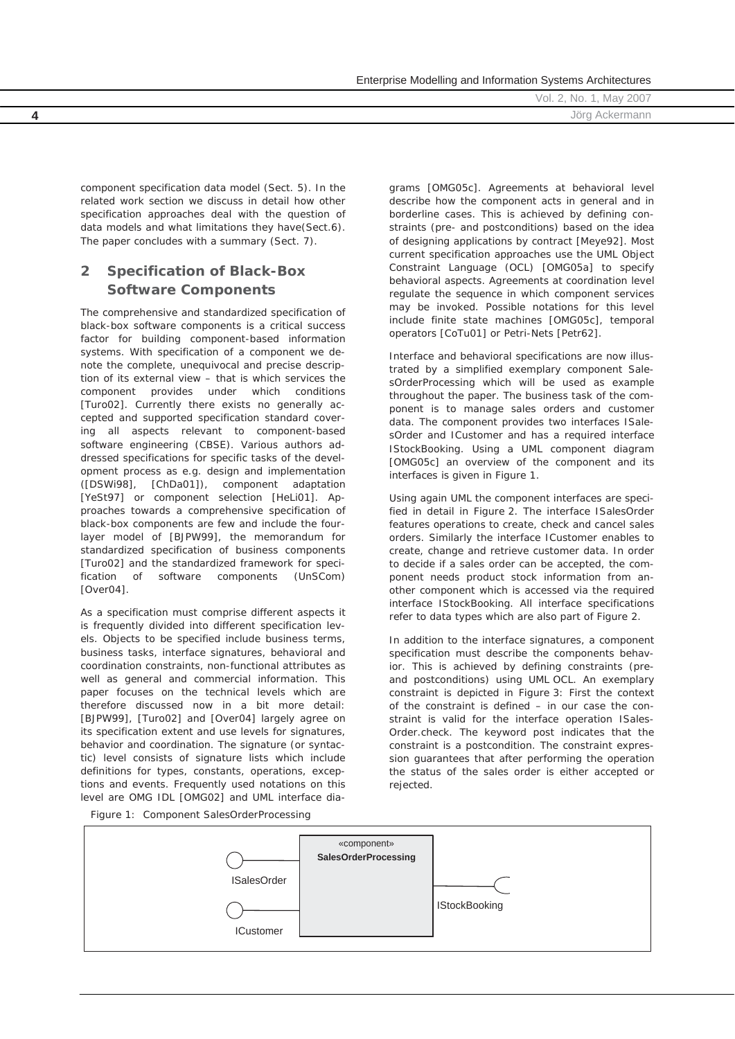component specification data model (Sect. 5). In the related work section we discuss in detail how other specification approaches deal with the question of data models and what limitations they have(Sect.6). The paper concludes with a summary (Sect. 7).

## 2 Specification of Black-Box Software Components

The comprehensive and standardized specification of black-box software components is a critical success factor for building component-based information systems. With specification of a component we denote the complete, unequivocal and precise description of its external view – that is which services the component provides under which conditions [Turo02]. Currently there exists no generally accepted and supported specification standard covering all aspects relevant to component-based software engineering (CBSE). Various authors addressed specifications for specific tasks of the development process as e.g. design and implementation ([DSWi98], [ChDa01]), component adaptation [YeSt97] or component selection [HeLi01]. Approaches towards a comprehensive specification of black-box components are few and include the four-layer model of [BJPW99], the memorandum for standardized specification of business components [Turo02] and the standardized framework for specification of software components (UnSCom) [Over04].

As a specification must comprise different aspects it is frequently divided into different specification levels. Objects to be specified include business terms, business tasks, interface signatures, behavioral and coordination constraints, non-functional attributes as well as general and commercial information. This paper focuses on the technical levels which are therefore discussed now in a bit more detail: [BJPW99], [Turo02] and [Over04] largely agree on its specification extent and use levels for signatures, behavior and coordination. The signature (or syntactic) level consists of signature lists which include definitions for types, constants, operations, exceptions and events. Frequently used notations on this level are OMG IDL [OMG02] and UML interface diagrams [OMG05c]. Agreements at behavioral level describe how the component acts in general and in borderline cases. This is achieved by defining constraints (pre- and postconditions) based on the idea of designing applications by contract [Meye92]. Most current specification approaches use the UML Object Constraint Language (OCL) [OMG05a] to specify behavioral aspects. Agreements at coordination level regulate the sequence in which component services may be invoked. Possible notations for this level include finite state machines [OMG05c], temporal operators [CoTu01] or Petri-Nets [Petr62].

Interface and behavioral specifications are now illustrated by a simplified exemplary component SalesOrderProcessing which will be used as example throughout the paper. The business task of the component is to manage sales orders and customer data. The component provides two interfaces ISalesOrder and ICustomer and has a required interface IStockBooking. Using a UML component diagram [OMG05c] an overview of the component and its interfaces is given in Figure 1.

Using again UML the component interfaces are specified in detail in Figure 2. The interface ISalesOrder features operations to create, check and cancel sales orders. Similarly the interface ICustomer enables to create, change and retrieve customer data. In order to decide if a sales order can be accepted, the component needs product stock information from another component which is accessed via the required interface IStockBooking. All interface specifications refer to data types which are also part of Figure 2.

In addition to the interface signatures, a component specification must describe the components behavior. This is achieved by defining constraints (pre- and postconditions) using UML OCL. An exemplary constraint is depicted in Figure 3: First the context of the constraint is defined – in our case the constraint is valid for the interface operation ISalesOrder.check. The keyword post indicates that the constraint is a postcondition. The constraint expression guarantees that after performing the operation the status of the sales order is either accepted or rejected.

Figure 1: Component SalesOrderProcessing

«component»
**SalesOrderProcessing**

ISalesOrder

ICustomer

IStockBooking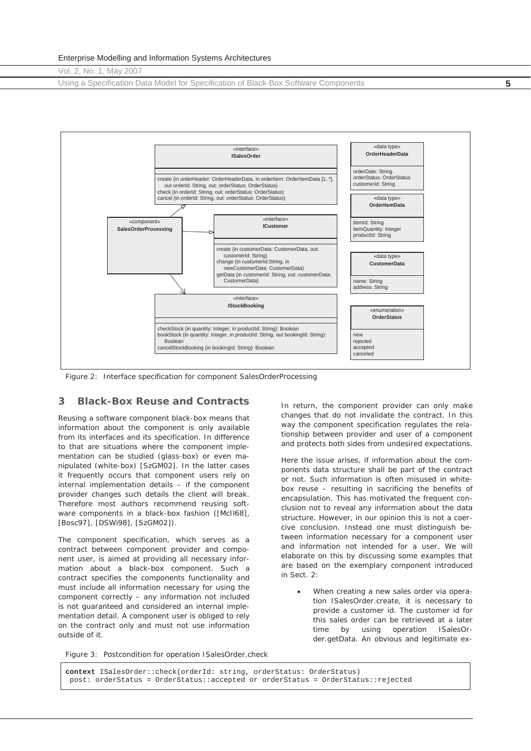«interface»
**ISalesOrder**

create (in orderHeader: OrderHeaderData, in orderItem: OrderItemData [1..*], out orderId: String, out: orderStatus: OrderStatus)
check (in orderId: String, out: orderStatus: OrderStatus)
cancel (in orderId: String, out: orderStatus: OrderStatus)

«component»
**SalesOrderProcessing**

«interface»
**ICustomer**

create (in customerData: CustomerData, out: customerId: String)
change (in customerId:String, in newCustomerData: CustomerData)
getData (in customerId: String, out: customerData: CustomerData)

«interface»
**IStockBooking**

checkStock (in quantity: Integer, in productId: String): Boolean
bookStock (in quantity: Integer, in productId: String, out bookingId: String): Boolean
cancelStockBooking (in bookingId: String): Boolean

«data type»
**OrderHeaderData**

orderDate: String
orderStatus: OrderStatus
customerId: String

«data type»
**OrderItemData**

itemId: String
itemQuantity: Integer
productId: String

«data type»
**CustomerData**

name: String
address: String

«enumeration»
**OrderStatus**

new
rejected
accepted
canceled

Figure 2: Interface specification for component SalesOrderProcessing

## 3 Black-Box Reuse and Contracts

Reusing a software component black-box means that information about the component is only available from its interfaces and its specification. In difference to that are situations where the component implementation can be studied (glass-box) or even manipulated (white-box) [SzGM02]. In the latter cases it frequently occurs that component users rely on internal implementation details – if the component provider changes such details the client will break. Therefore most authors recommend reusing software components in a black-box fashion ([McIl68], [Bosc97], [DSWi98], [SzGM02]).

The component specification, which serves as a contract between component provider and component user, is aimed at providing all necessary information about a black-box component. Such a contract specifies the components functionality and must include all information necessary for using the component correctly – any information not included is not guaranteed and considered an internal implementation detail. A component user is obliged to rely on the contract only and must not use information outside of it.

In return, the component provider can only make changes that do not invalidate the contract. In this way the component specification regulates the relationship between provider and user of a component and protects both sides from undesired expectations.

Here the issue arises, if information about the components data structure shall be part of the contract or not. Such information is often misused in white-box reuse – resulting in sacrificing the benefits of encapsulation. This has motivated the frequent conclusion not to reveal any information about the data structure. However, in our opinion this is not a coercive conclusion. Instead one must distinguish between information necessary for a component user and information not intended for a user. We will elaborate on this by discussing some examples that are based on the exemplary component introduced in Sect. 2:

- When creating a new sales order via operation ISalesOrder.create, it is necessary to provide a customer id. The customer id for this sales order can be retrieved at a later time by using operation ISalesOrder.getData. An obvious and legitimate ex-

Figure 3: Postcondition for operation ISalesOrder.check

```
context ISalesOrder::check(orderId: string, orderStatus: OrderStatus)
 post: orderStatus = OrderStatus::accepted or orderStatus = OrderStatus::rejected
```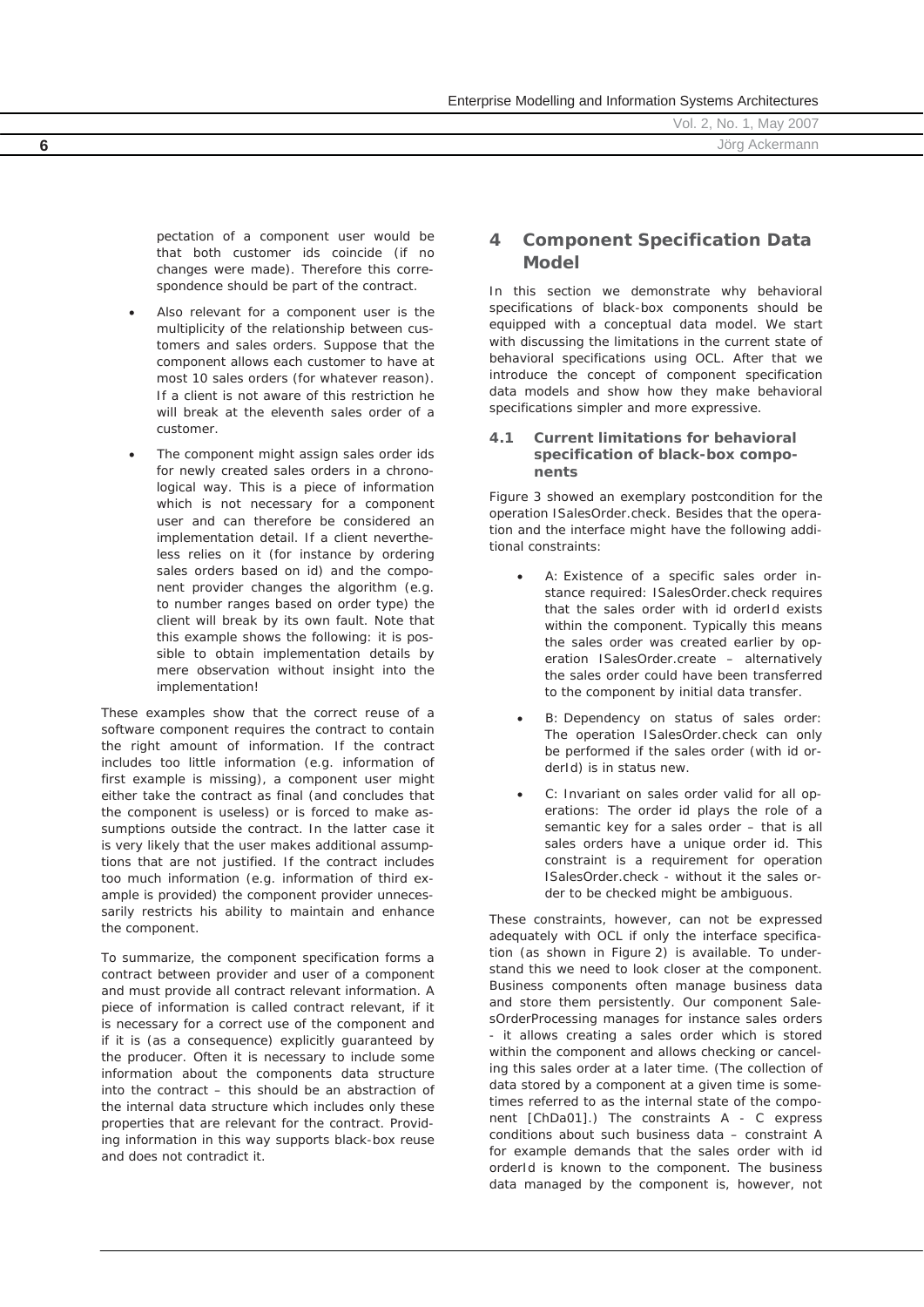pectation of a component user would be that both customer ids coincide (if no changes were made). Therefore this correspondence should be part of the contract.

- Also relevant for a component user is the multiplicity of the relationship between customers and sales orders. Suppose that the component allows each customer to have at most 10 sales orders (for whatever reason). If a client is not aware of this restriction he will break at the eleventh sales order of a customer.
- The component might assign sales order ids for newly created sales orders in a chronological way. This is a piece of information which is not necessary for a component user and can therefore be considered an implementation detail. If a client nevertheless relies on it (for instance by ordering sales orders based on id) and the component provider changes the algorithm (e.g. to number ranges based on order type) the client will break by its own fault. Note that this example shows the following: it is possible to obtain implementation details by mere observation without insight into the implementation!

These examples show that the correct reuse of a software component requires the contract to contain the right amount of information. If the contract includes too little information (e.g. information of first example is missing), a component user might either take the contract as final (and concludes that the component is useless) or is forced to make assumptions outside the contract. In the latter case it is very likely that the user makes additional assumptions that are not justified. If the contract includes too much information (e.g. information of third example is provided) the component provider unnecessarily restricts his ability to maintain and enhance the component.

To summarize, the component specification forms a contract between provider and user of a component and must provide all contract relevant information. A piece of information is called contract relevant, if it is necessary for a correct use of the component and if it is (as a consequence) explicitly guaranteed by the producer. Often it is necessary to include some information about the components data structure into the contract – this should be an abstraction of the internal data structure which includes only these properties that are relevant for the contract. Providing information in this way supports black-box reuse and does not contradict it.

## 4 Component Specification Data Model

In this section we demonstrate why behavioral specifications of black-box components should be equipped with a conceptual data model. We start with discussing the limitations in the current state of behavioral specifications using OCL. After that we introduce the concept of component specification data models and show how they make behavioral specifications simpler and more expressive.

### 4.1 Current limitations for behavioral specification of black-box components

Figure 3 showed an exemplary postcondition for the operation ISalesOrder.check. Besides that the operation and the interface might have the following additional constraints:

- A: Existence of a specific sales order instance required: ISalesOrder.check requires that the sales order with id orderId exists within the component. Typically this means the sales order was created earlier by operation ISalesOrder.create – alternatively the sales order could have been transferred to the component by initial data transfer.
- B: Dependency on status of sales order: The operation ISalesOrder.check can only be performed if the sales order (with id orderId) is in status new.
- C: Invariant on sales order valid for all operations: The order id plays the role of a semantic key for a sales order – that is all sales orders have a unique order id. This constraint is a requirement for operation ISalesOrder.check - without it the sales order to be checked might be ambiguous.

These constraints, however, can not be expressed adequately with OCL if only the interface specification (as shown in Figure 2) is available. To understand this we need to look closer at the component. Business components often manage business data and store them persistently. Our component SalesOrderProcessing manages for instance sales orders - it allows creating a sales order which is stored within the component and allows checking or cancelling this sales order at a later time. (The collection of data stored by a component at a given time is sometimes referred to as the internal state of the component [ChDa01].) The constraints A - C express conditions about such business data – constraint A for example demands that the sales order with id orderId is known to the component. The business data managed by the component is, however, not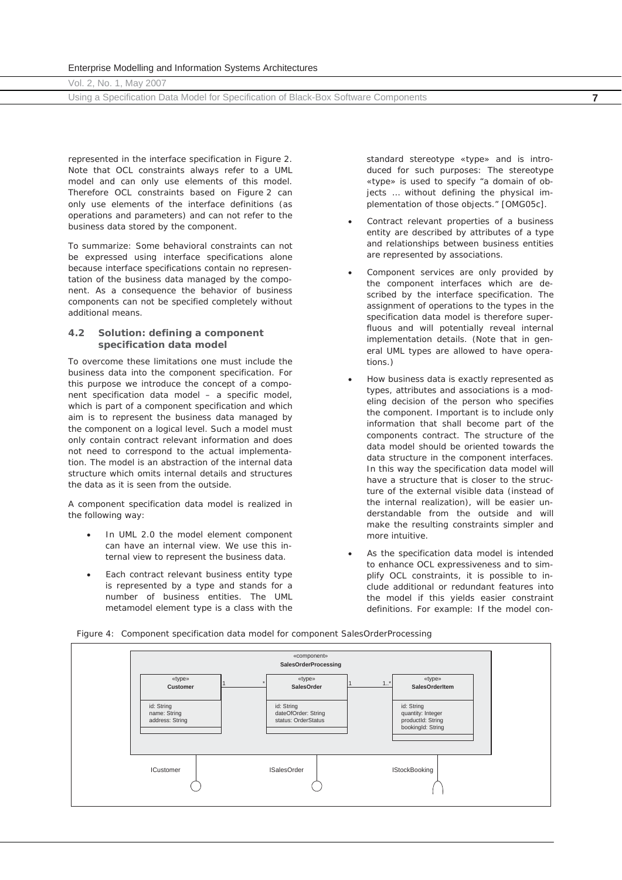represented in the interface specification in Figure 2. Note that OCL constraints always refer to a UML model and can only use elements of this model. Therefore OCL constraints based on Figure 2 can only use elements of the interface definitions (as operations and parameters) and can not refer to the business data stored by the component.

To summarize: Some behavioral constraints can not be expressed using interface specifications alone because interface specifications contain no representation of the business data managed by the component. As a consequence the behavior of business components can not be specified completely without additional means.

### 4.2 Solution: defining a component specification data model

To overcome these limitations one must include the business data into the component specification. For this purpose we introduce the concept of a component specification data model – a specific model, which is part of a component specification and which aim is to represent the business data managed by the component on a logical level. Such a model must only contain contract relevant information and does not need to correspond to the actual implementation. The model is an abstraction of the internal data structure which omits internal details and structures the data as it is seen from the outside.

A component specification data model is realized in the following way:

- In UML 2.0 the model element component can have an internal view. We use this internal view to represent the business data.
- Each contract relevant business entity type is represented by a type and stands for a number of business entities. The UML metamodel element type is a class with the standard stereotype «type» and is introduced for such purposes: The stereotype «type» is used to specify "a domain of objects ... without defining the physical implementation of those objects." [OMG05c].
- Contract relevant properties of a business entity are described by attributes of a type and relationships between business entities are represented by associations.
- Component services are only provided by the component interfaces which are described by the interface specification. The assignment of operations to the types in the specification data model is therefore superfluous and will potentially reveal internal implementation details. (Note that in general UML types are allowed to have operations.)
- How business data is exactly represented as types, attributes and associations is a modeling decision of the person who specifies the component. Important is to include only information that shall become part of the components contract. The structure of the data model should be oriented towards the data structure in the component interfaces. In this way the specification data model will have a structure that is closer to the structure of the external visible data (instead of the internal realization), will be easier understandable from the outside and will make the resulting constraints simpler and more intuitive.
- As the specification data model is intended to enhance OCL expressiveness and to simplify OCL constraints, it is possible to include additional or redundant features into the model if this yields easier constraint definitions. For example: If the model con-

Figure 4: Component specification data model for component SalesOrderProcessing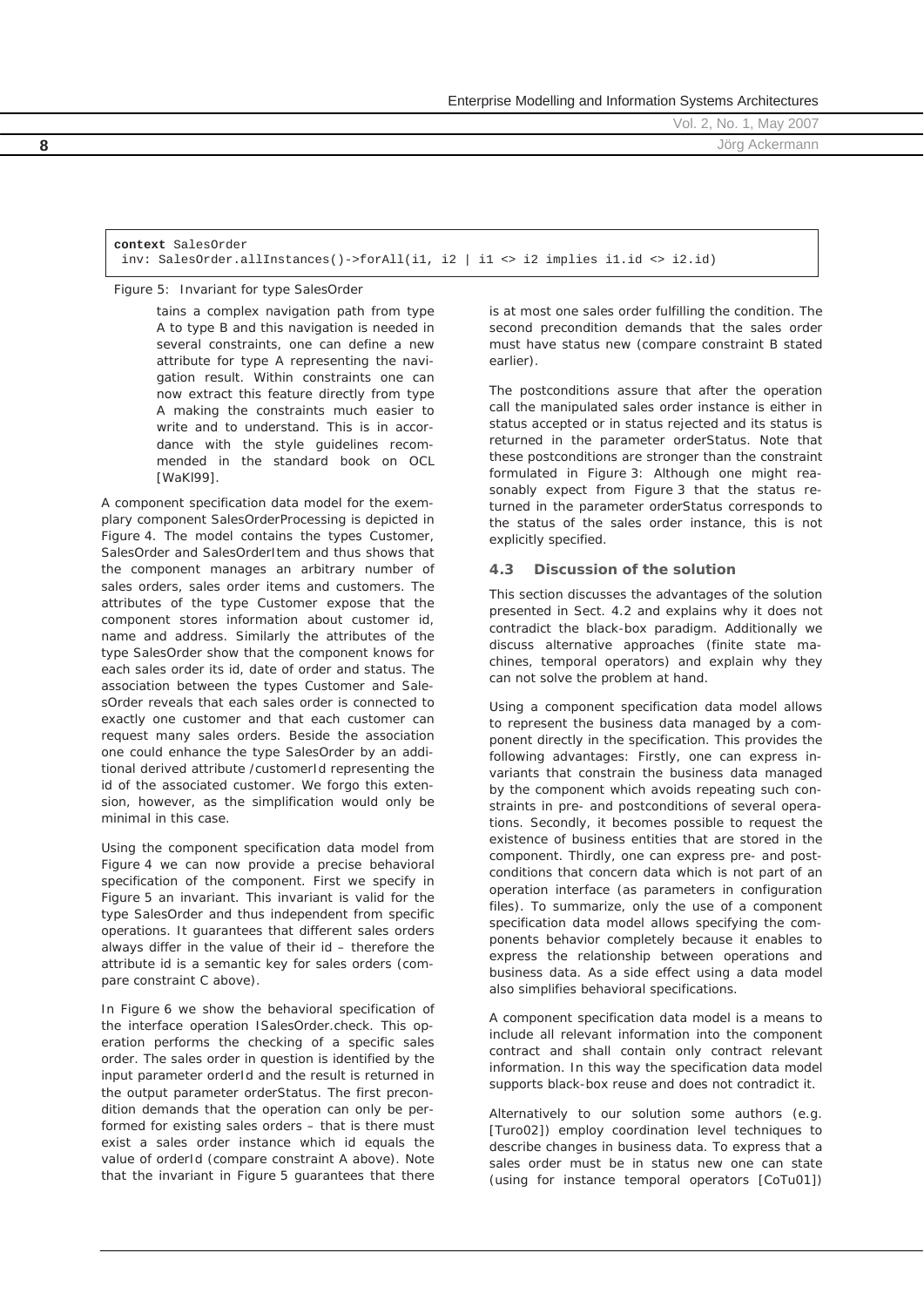```
context SalesOrder
 inv: SalesOrder.allInstances()->forAll(i1, i2 | i1 <> i2 implies i1.id <> i2.id)
```

Figure 5: Invariant for type SalesOrder

tains a complex navigation path from type A to type B and this navigation is needed in several constraints, one can define a new attribute for type A representing the navigation result. Within constraints one can now extract this feature directly from type A making the constraints much easier to write and to understand. This is in accordance with the style guidelines recommended in the standard book on OCL [WaKl99].

A component specification data model for the exemplary component SalesOrderProcessing is depicted in Figure 4. The model contains the types Customer, SalesOrder and SalesOrderItem and thus shows that the component manages an arbitrary number of sales orders, sales order items and customers. The attributes of the type Customer expose that the component stores information about customer id, name and address. Similarly the attributes of the type SalesOrder show that the component knows for each sales order its id, date of order and status. The association between the types Customer and SalesOrder reveals that each sales order is connected to exactly one customer and that each customer can request many sales orders. Beside the association one could enhance the type SalesOrder by an additional derived attribute /customerId representing the id of the associated customer. We forgo this extension, however, as the simplification would only be minimal in this case.

Using the component specification data model from Figure 4 we can now provide a precise behavioral specification of the component. First we specify in Figure 5 an invariant. This invariant is valid for the type SalesOrder and thus independent from specific operations. It guarantees that different sales orders always differ in the value of their id – therefore the attribute id is a semantic key for sales orders (compare constraint C above).

In Figure 6 we show the behavioral specification of the interface operation ISalesOrder.check. This operation performs the checking of a specific sales order. The sales order in question is identified by the input parameter orderId and the result is returned in the output parameter orderStatus. The first precondition demands that the operation can only be performed for existing sales orders – that is there must exist a sales order instance which id equals the value of orderId (compare constraint A above). Note that the invariant in Figure 5 guarantees that there is at most one sales order fulfilling the condition. The second precondition demands that the sales order must have status new (compare constraint B stated earlier).

The postconditions assure that after the operation call the manipulated sales order instance is either in status accepted or in status rejected and its status is returned in the parameter orderStatus. Note that these postconditions are stronger than the constraint formulated in Figure 3: Although one might reasonably expect from Figure 3 that the status returned in the parameter orderStatus corresponds to the status of the sales order instance, this is not explicitly specified.

### 4.3 Discussion of the solution

This section discusses the advantages of the solution presented in Sect. 4.2 and explains why it does not contradict the black-box paradigm. Additionally we discuss alternative approaches (finite state machines, temporal operators) and explain why they can not solve the problem at hand.

Using a component specification data model allows to represent the business data managed by a component directly in the specification. This provides the following advantages: Firstly, one can express invariants that constrain the business data managed by the component which avoids repeating such constraints in pre- and postconditions of several operations. Secondly, it becomes possible to request the existence of business entities that are stored in the component. Thirdly, one can express pre- and postconditions that concern data which is not part of an operation interface (as parameters in configuration files). To summarize, only the use of a component specification data model allows specifying the components behavior completely because it enables to express the relationship between operations and business data. As a side effect using a data model also simplifies behavioral specifications.

A component specification data model is a means to include all relevant information into the component contract and shall contain only contract relevant information. In this way the specification data model supports black-box reuse and does not contradict it.

Alternatively to our solution some authors (e.g. [Turo02]) employ coordination level techniques to describe changes in business data. To express that a sales order must be in status new one can state (using for instance temporal operators [CoTu01])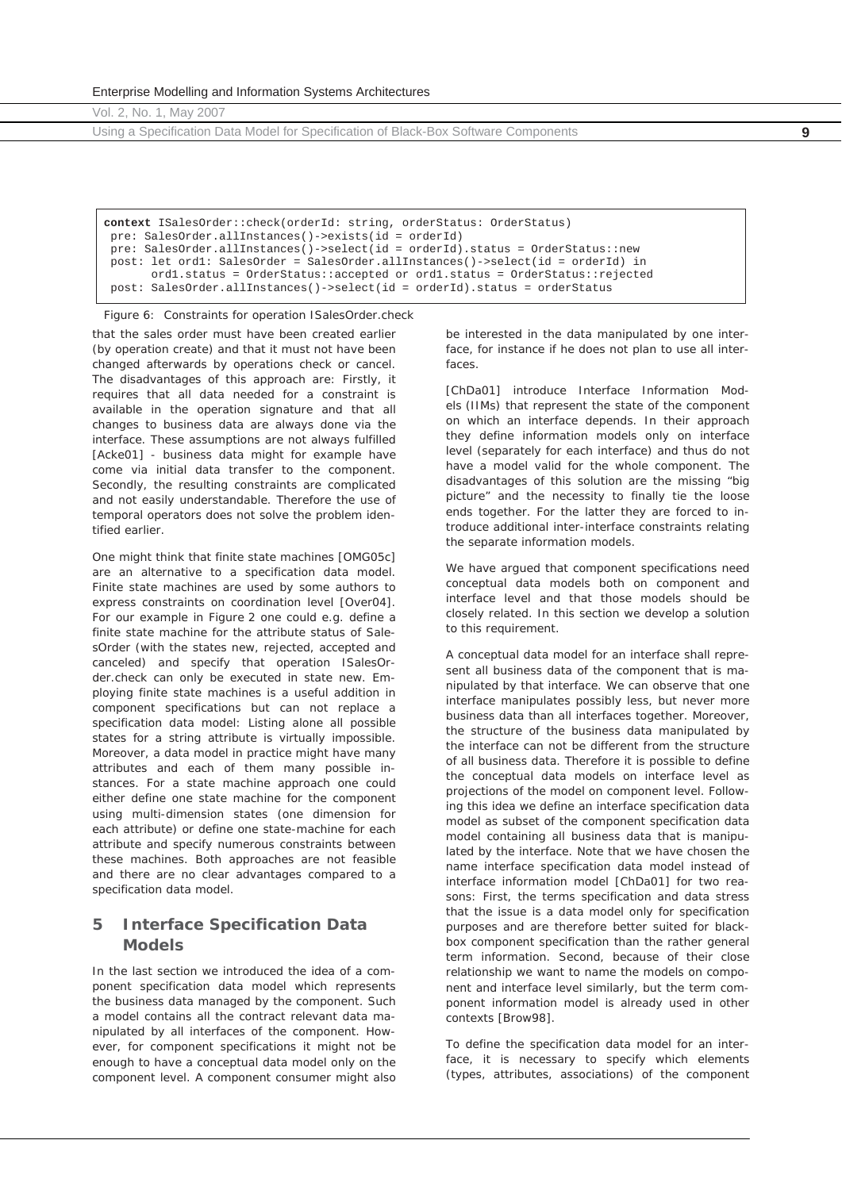```
context ISalesOrder::check(orderId: string, orderStatus: OrderStatus)
 pre: SalesOrder.allInstances()->exists(id = orderId)
 pre: SalesOrder.allInstances()->select(id = orderId).status = OrderStatus::new
 post: let ord1: SalesOrder = SalesOrder.allInstances()->select(id = orderId) in
       ord1.status = OrderStatus::accepted or ord1.status = OrderStatus::rejected
 post: SalesOrder.allInstances()->select(id = orderId).status = orderStatus
```

Figure 6: Constraints for operation ISalesOrder.check

that the sales order must have been created earlier (by operation create) and that it must not have been changed afterwards by operations check or cancel. The disadvantages of this approach are: Firstly, it requires that all data needed for a constraint is available in the operation signature and that all changes to business data are always done via the interface. These assumptions are not always fulfilled [Acke01] - business data might for example have come via initial data transfer to the component. Secondly, the resulting constraints are complicated and not easily understandable. Therefore the use of temporal operators does not solve the problem identified earlier.

One might think that finite state machines [OMG05c] are an alternative to a specification data model. Finite state machines are used by some authors to express constraints on coordination level [Over04]. For our example in Figure 2 one could e.g. define a finite state machine for the attribute status of SalesOrder (with the states new, rejected, accepted and canceled) and specify that operation ISalesOrder.check can only be executed in state new. Employing finite state machines is a useful addition in component specifications but can not replace a specification data model: Listing alone all possible states for a string attribute is virtually impossible. Moreover, a data model in practice might have many attributes and each of them many possible instances. For a state machine approach one could either define one state machine for the component using multi-dimension states (one dimension for each attribute) or define one state-machine for each attribute and specify numerous constraints between these machines. Both approaches are not feasible and there are no clear advantages compared to a specification data model.

## 5 Interface Specification Data Models

In the last section we introduced the idea of a component specification data model which represents the business data managed by the component. Such a model contains all the contract relevant data manipulated by all interfaces of the component. However, for component specifications it might not be enough to have a conceptual data model only on the component level. A component consumer might also be interested in the data manipulated by one interface, for instance if he does not plan to use all interfaces.

[ChDa01] introduce Interface Information Models (IIMs) that represent the state of the component on which an interface depends. In their approach they define information models only on interface level (separately for each interface) and thus do not have a model valid for the whole component. The disadvantages of this solution are the missing "big picture" and the necessity to finally tie the loose ends together. For the latter they are forced to introduce additional inter-interface constraints relating the separate information models.

We have argued that component specifications need conceptual data models both on component and interface level and that those models should be closely related. In this section we develop a solution to this requirement.

A conceptual data model for an interface shall represent all business data of the component that is manipulated by that interface. We can observe that one interface manipulates possibly less, but never more business data than all interfaces together. Moreover, the structure of the business data manipulated by the interface can not be different from the structure of all business data. Therefore it is possible to define the conceptual data models on interface level as projections of the model on component level. Following this idea we define an interface specification data model as subset of the component specification data model containing all business data that is manipulated by the interface. Note that we have chosen the name interface specification data model instead of interface information model [ChDa01] for two reasons: First, the terms specification and data stress that the issue is a data model only for specification purposes and are therefore better suited for black-box component specification than the rather general term information. Second, because of their close relationship we want to name the models on component and interface level similarly, but the term component information model is already used in other contexts [Brow98].

To define the specification data model for an interface, it is necessary to specify which elements (types, attributes, associations) of the component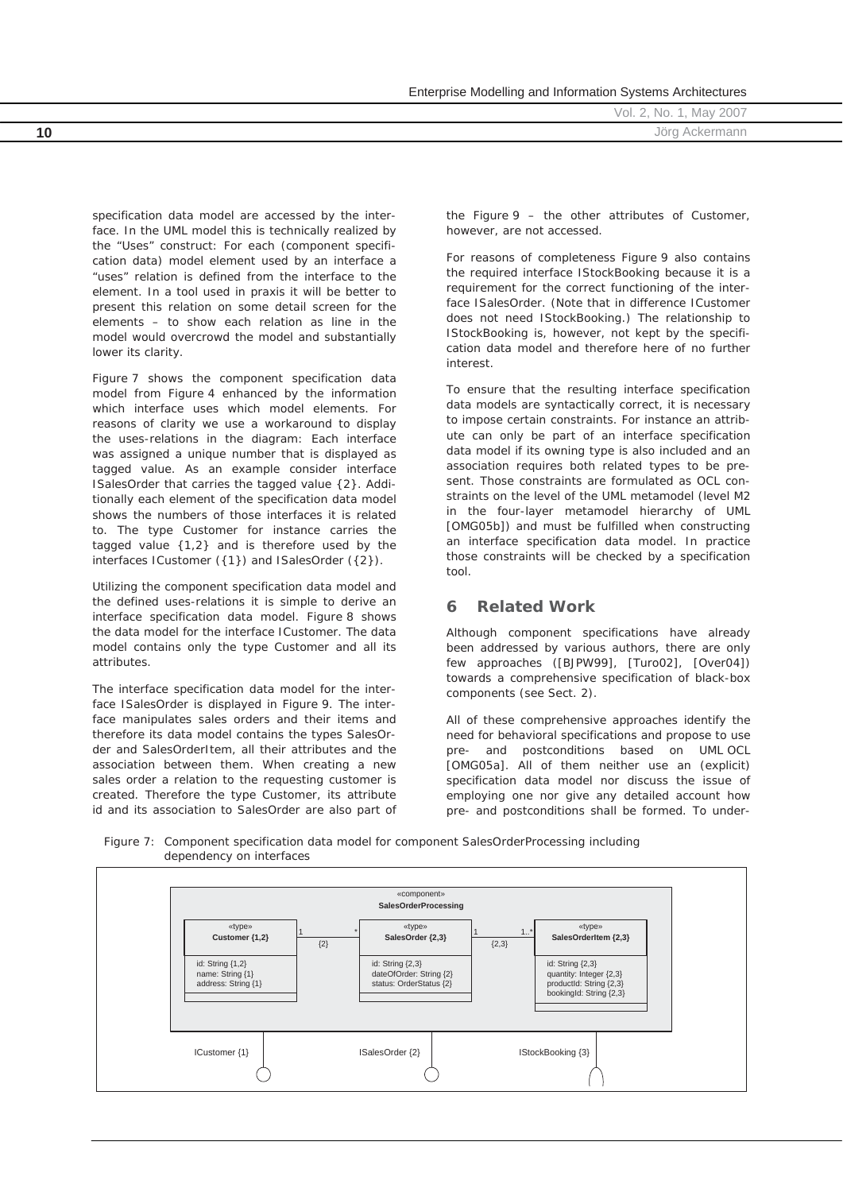specification data model are accessed by the interface. In the UML model this is technically realized by the "Uses" construct: For each (component specification data) model element used by an interface a "uses" relation is defined from the interface to the element. In a tool used in praxis it will be better to present this relation on some detail screen for the elements – to show each relation as line in the model would overcrowd the model and substantially lower its clarity.

Figure 7 shows the component specification data model from Figure 4 enhanced by the information which interface uses which model elements. For reasons of clarity we use a workaround to display the uses-relations in the diagram: Each interface was assigned a unique number that is displayed as tagged value. As an example consider interface ISalesOrder that carries the tagged value {2}. Additionally each element of the specification data model shows the numbers of those interfaces it is related to. The type Customer for instance carries the tagged value {1,2} and is therefore used by the interfaces ICustomer ({1}) and ISalesOrder ({2}).

Utilizing the component specification data model and the defined uses-relations it is simple to derive an interface specification data model. Figure 8 shows the data model for the interface ICustomer. The data model contains only the type Customer and all its attributes.

The interface specification data model for the interface ISalesOrder is displayed in Figure 9. The interface manipulates sales orders and their items and therefore its data model contains the types SalesOrder and SalesOrderItem, all their attributes and the association between them. When creating a new sales order a relation to the requesting customer is created. Therefore the type Customer, its attribute id and its association to SalesOrder are also part of the Figure 9 – the other attributes of Customer, however, are not accessed.

For reasons of completeness Figure 9 also contains the required interface IStockBooking because it is a requirement for the correct functioning of the interface ISalesOrder. (Note that in difference ICustomer does not need IStockBooking.) The relationship to IStockBooking is, however, not kept by the specification data model and therefore here of no further interest.

To ensure that the resulting interface specification data models are syntactically correct, it is necessary to impose certain constraints. For instance an attribute can only be part of an interface specification data model if its owning type is also included and an association requires both related types to be present. Those constraints are formulated as OCL constraints on the level of the UML metamodel (level M2 in the four-layer metamodel hierarchy of UML [OMG05b]) and must be fulfilled when constructing an interface specification data model. In practice those constraints will be checked by a specification tool.

## 6 Related Work

Although component specifications have already been addressed by various authors, there are only few approaches ([BJPW99], [Turo02], [Over04]) towards a comprehensive specification of black-box components (see Sect. 2).

All of these comprehensive approaches identify the need for behavioral specifications and propose to use pre- and postconditions based on UML OCL [OMG05a]. All of them neither use an (explicit) specification data model nor discuss the issue of employing one nor give any detailed account how pre- and postconditions shall be formed. To under-

Figure 7: Component specification data model for component SalesOrderProcessing including dependency on interfaces

```
«component» SalesOrderProcessing

«type» Customer {1,2}          1 ---{2}--- *   «type» SalesOrder {2,3}     1 ---{2,3}--- 1..*   «type» SalesOrderItem {2,3}
  id: String {1,2}                               id: String {2,3}                                  id: String {2,3}
  name: String {1}                               dateOfOrder: String {2}                           quantity: Integer {2,3}
  address: String {1}                            status: OrderStatus {2}                           productId: String {2,3}
                                                                                                   bookingId: String {2,3}

ICustomer {1}                  ISalesOrder {2}                  IStockBooking {3}
```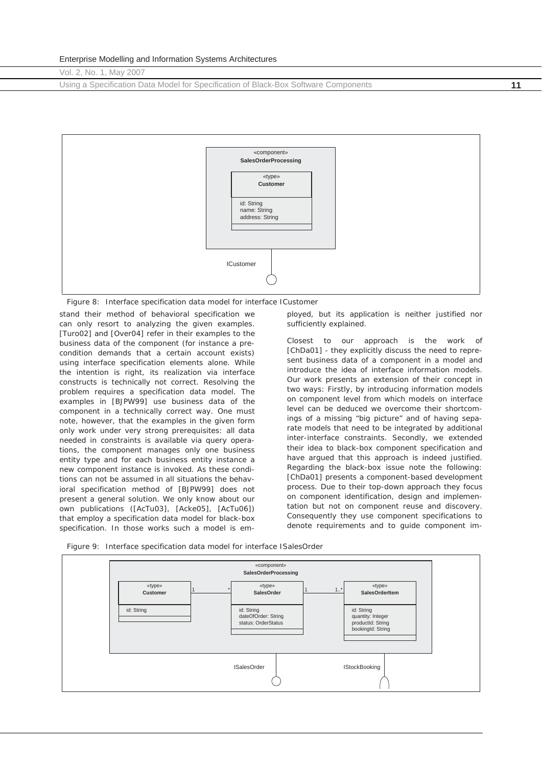Figure 8: Interface specification data model for interface ICustomer

stand their method of behavioral specification we can only resort to analyzing the given examples. [Turo02] and [Over04] refer in their examples to the business data of the component (for instance a precondition demands that a certain account exists) using interface specification elements alone. While the intention is right, its realization via interface constructs is technically not correct. Resolving the problem requires a specification data model. The examples in [BJPW99] use business data of the component in a technically correct way. One must note, however, that the examples in the given form only work under very strong prerequisites: all data needed in constraints is available via query operations, the component manages only one business entity type and for each business entity instance a new component instance is invoked. As these conditions can not be assumed in all situations the behavioral specification method of [BJPW99] does not present a general solution. We only know about our own publications ([AcTu03], [Acke05], [AcTu06]) that employ a specification data model for black-box specification. In those works such a model is employed, but its application is neither justified nor sufficiently explained.

Closest to our approach is the work of [ChDa01] - they explicitly discuss the need to represent business data of a component in a model and introduce the idea of interface information models. Our work presents an extension of their concept in two ways: Firstly, by introducing information models on component level from which models on interface level can be deduced we overcome their shortcomings of a missing "big picture" and of having separate models that need to be integrated by additional inter-interface constraints. Secondly, we extended their idea to black-box component specification and have argued that this approach is indeed justified. Regarding the black-box issue note the following: [ChDa01] presents a component-based development process. Due to their top-down approach they focus on component identification, design and implementation but not on component reuse and discovery. Consequently they use component specifications to denote requirements and to guide component im-

Figure 9: Interface specification data model for interface ISalesOrder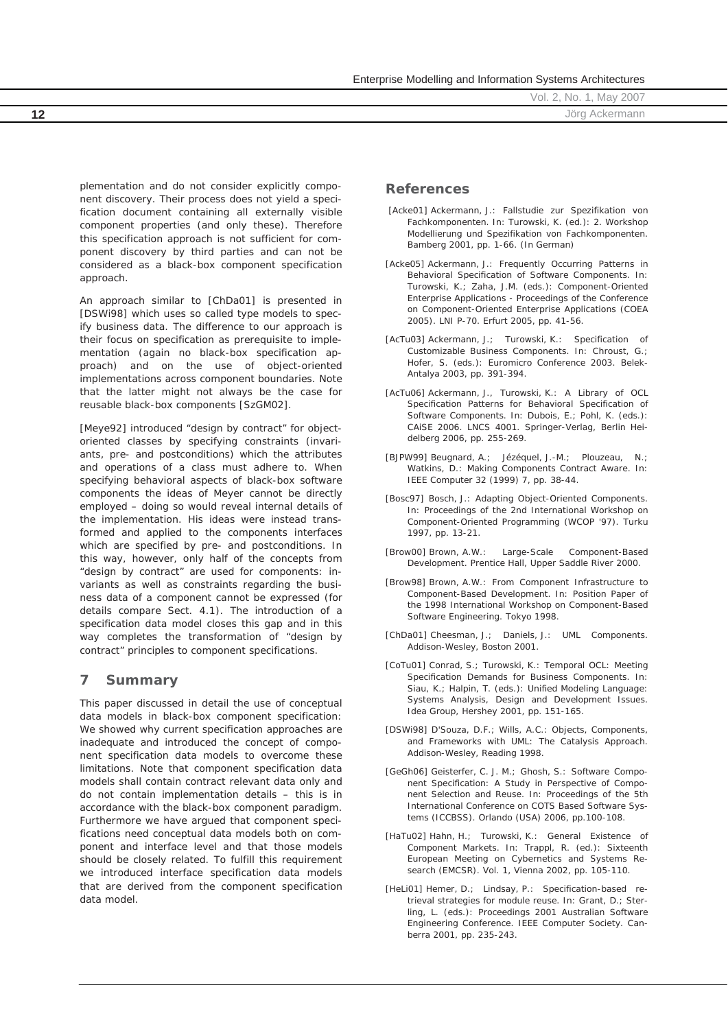plementation and do not consider explicitly component discovery. Their process does not yield a specification document containing all externally visible component properties (and only these). Therefore this specification approach is not sufficient for component discovery by third parties and can not be considered as a black-box component specification approach.

An approach similar to [ChDa01] is presented in [DSWi98] which uses so called type models to specify business data. The difference to our approach is their focus on specification as prerequisite to implementation (again no black-box specification approach) and on the use of object-oriented implementations across component boundaries. Note that the latter might not always be the case for reusable black-box components [SzGM02].

[Meye92] introduced "design by contract" for object-oriented classes by specifying constraints (invariants, pre- and postconditions) which the attributes and operations of a class must adhere to. When specifying behavioral aspects of black-box software components the ideas of Meyer cannot be directly employed – doing so would reveal internal details of the implementation. His ideas were instead transformed and applied to the components interfaces which are specified by pre- and postconditions. In this way, however, only half of the concepts from "design by contract" are used for components: invariants as well as constraints regarding the business data of a component cannot be expressed (for details compare Sect. 4.1). The introduction of a specification data model closes this gap and in this way completes the transformation of "design by contract" principles to component specifications.

## 7 Summary

This paper discussed in detail the use of conceptual data models in black-box component specification: We showed why current specification approaches are inadequate and introduced the concept of component specification data models to overcome these limitations. Note that component specification data models shall contain contract relevant data only and do not contain implementation details – this is in accordance with the black-box component paradigm. Furthermore we have argued that component specifications need conceptual data models both on component and interface level and that those models should be closely related. To fulfill this requirement we introduced interface specification data models that are derived from the component specification data model.

## References

[Acke01] Ackermann, J.: Fallstudie zur Spezifikation von Fachkomponenten. In: Turowski, K. (ed.): 2. Workshop Modellierung und Spezifikation von Fachkomponenten. Bamberg 2001, pp. 1-66. (In German)

[Acke05] Ackermann, J.: Frequently Occurring Patterns in Behavioral Specification of Software Components. In: Turowski, K.; Zaha, J.M. (eds.): Component-Oriented Enterprise Applications - Proceedings of the Conference on Component-Oriented Enterprise Applications (COEA 2005). LNI P-70. Erfurt 2005, pp. 41-56.

[AcTu03] Ackermann, J.; Turowski, K.: Specification of Customizable Business Components. In: Chroust, G.; Hofer, S. (eds.): Euromicro Conference 2003. Belek-Antalya 2003, pp. 391-394.

[AcTu06] Ackermann, J., Turowski, K.: A Library of OCL Specification Patterns for Behavioral Specification of Software Components. In: Dubois, E.; Pohl, K. (eds.): CAiSE 2006. LNCS 4001. Springer-Verlag, Berlin Heidelberg 2006, pp. 255-269.

[BJPW99] Beugnard, A.; Jézéquel, J.-M.; Plouzeau, N.; Watkins, D.: Making Components Contract Aware. In: IEEE Computer 32 (1999) 7, pp. 38-44.

[Bosc97] Bosch, J.: Adapting Object-Oriented Components. In: Proceedings of the 2nd International Workshop on Component-Oriented Programming (WCOP '97). Turku 1997, pp. 13-21.

[Brow00] Brown, A.W.: Large-Scale Component-Based Development. Prentice Hall, Upper Saddle River 2000.

[Brow98] Brown, A.W.: From Component Infrastructure to Component-Based Development. In: Position Paper of the 1998 International Workshop on Component-Based Software Engineering. Tokyo 1998.

[ChDa01] Cheesman, J.; Daniels, J.: UML Components. Addison-Wesley, Boston 2001.

[CoTu01] Conrad, S.; Turowski, K.: Temporal OCL: Meeting Specification Demands for Business Components. In: Siau, K.; Halpin, T. (eds.): Unified Modeling Language: Systems Analysis, Design and Development Issues. Idea Group, Hershey 2001, pp. 151-165.

[DSWi98] D'Souza, D.F.; Wills, A.C.: Objects, Components, and Frameworks with UML: The Catalysis Approach. Addison-Wesley, Reading 1998.

[GeGh06] Geisterfer, C. J. M.; Ghosh, S.: Software Component Specification: A Study in Perspective of Component Selection and Reuse. In: Proceedings of the 5th International Conference on COTS Based Software Systems (ICCBSS). Orlando (USA) 2006, pp.100-108.

[HaTu02] Hahn, H.; Turowski, K.: General Existence of Component Markets. In: Trappl, R. (ed.): Sixteenth European Meeting on Cybernetics and Systems Research (EMCSR). Vol. 1, Vienna 2002, pp. 105-110.

[HeLi01] Hemer, D.; Lindsay, P.: Specification-based retrieval strategies for module reuse. In: Grant, D.; Sterling, L. (eds.): Proceedings 2001 Australian Software Engineering Conference. IEEE Computer Society. Canberra 2001, pp. 235-243.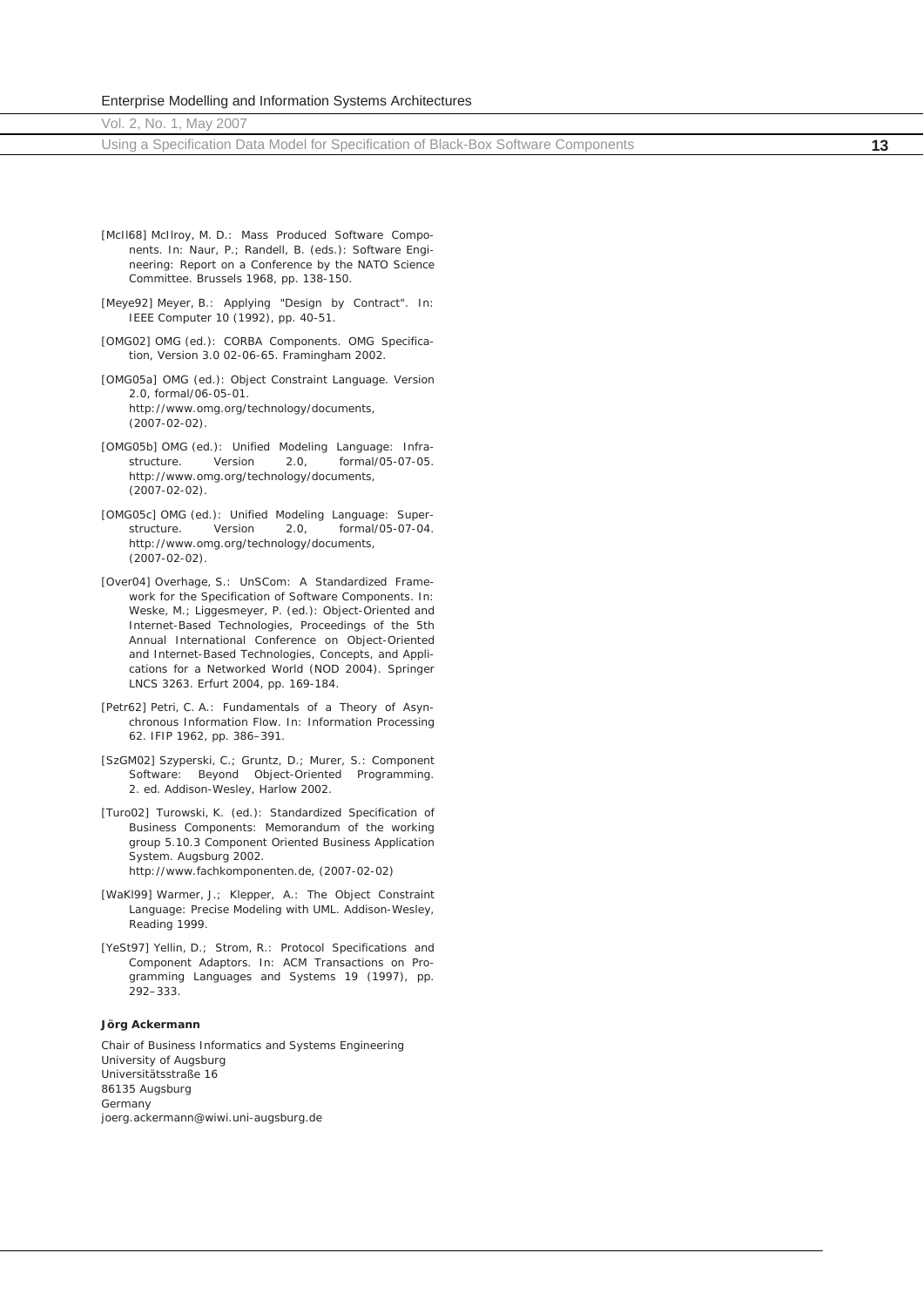[McIl68] McIlroy, M. D.: Mass Produced Software Components. In: Naur, P.; Randell, B. (eds.): Software Engineering: Report on a Conference by the NATO Science Committee. Brussels 1968, pp. 138-150.

[Meye92] Meyer, B.: Applying "Design by Contract". In: IEEE Computer 10 (1992), pp. 40-51.

[OMG02] OMG (ed.): CORBA Components. OMG Specification, Version 3.0 02-06-65. Framingham 2002.

[OMG05a] OMG (ed.): Object Constraint Language. Version 2.0, formal/06-05-01. http://www.omg.org/technology/documents, (2007-02-02).

[OMG05b] OMG (ed.): Unified Modeling Language: Infrastructure. Version 2.0, formal/05-07-05. http://www.omg.org/technology/documents, (2007-02-02).

[OMG05c] OMG (ed.): Unified Modeling Language: Superstructure. Version 2.0, formal/05-07-04. http://www.omg.org/technology/documents, (2007-02-02).

[Over04] Overhage, S.: UnSCom: A Standardized Framework for the Specification of Software Components. In: Weske, M.; Liggesmeyer, P. (ed.): Object-Oriented and Internet-Based Technologies, Proceedings of the 5th Annual International Conference on Object-Oriented and Internet-Based Technologies, Concepts, and Applications for a Networked World (NOD 2004). Springer LNCS 3263. Erfurt 2004, pp. 169-184.

[Petr62] Petri, C. A.: Fundamentals of a Theory of Asynchronous Information Flow. In: Information Processing 62. IFIP 1962, pp. 386–391.

[SzGM02] Szyperski, C.; Gruntz, D.; Murer, S.: Component Software: Beyond Object-Oriented Programming. 2. ed. Addison-Wesley, Harlow 2002.

[Turo02] Turowski, K. (ed.): Standardized Specification of Business Components: Memorandum of the working group 5.10.3 Component Oriented Business Application System. Augsburg 2002. http://www.fachkomponenten.de, (2007-02-02)

[WaKl99] Warmer, J.; Klepper, A.: The Object Constraint Language: Precise Modeling with UML. Addison-Wesley, Reading 1999.

[YeSt97] Yellin, D.; Strom, R.: Protocol Specifications and Component Adaptors. In: ACM Transactions on Programming Languages and Systems 19 (1997), pp. 292–333.

**Jörg Ackermann**

Chair of Business Informatics and Systems Engineering
University of Augsburg
Universitätsstraße 16
86135 Augsburg
Germany
joerg.ackermann@wiwi.uni-augsburg.de